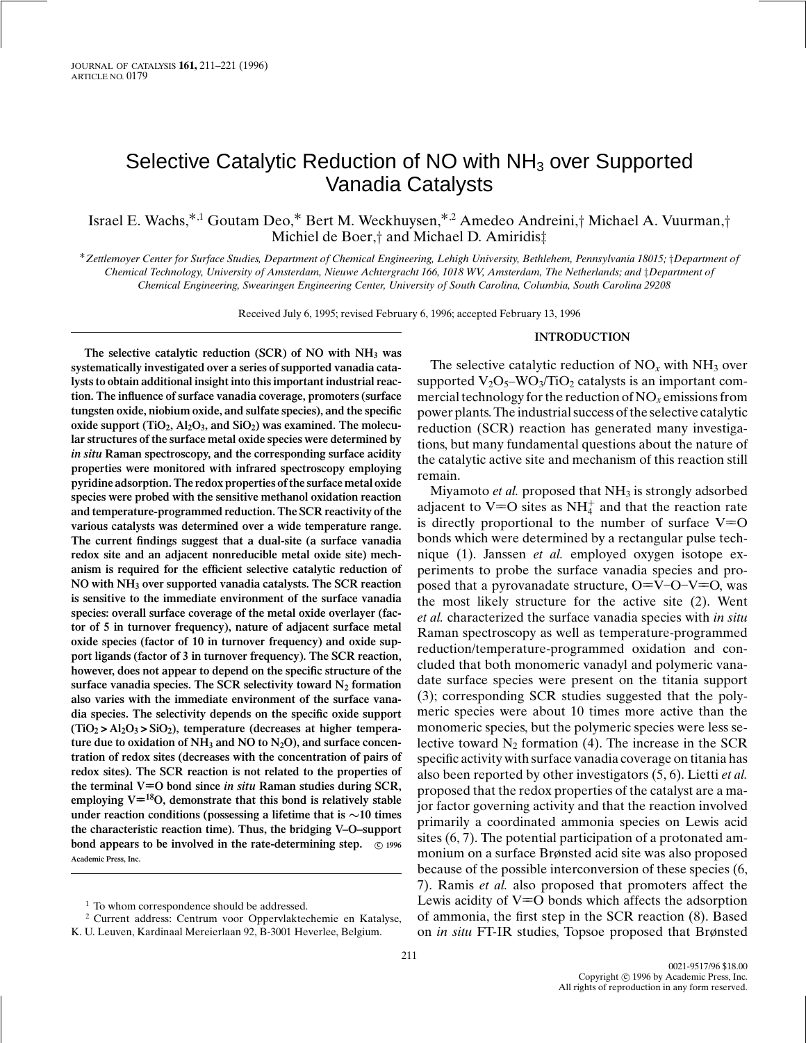# Selective Catalytic Reduction of NO with $NH_3$ over Supported Vanadia Catalysts

Israel E. Wachs,*[,1] Goutam Deo,* Bert M. Weckhuysen,*[,2] Amedeo Andreini,† Michael A. Vuurman,† Michiel de Boer,† and Michael D. Amiridis‡

*Zettlemoyer Center for Surface Studies, Department of Chemical Engineering, Lehigh University, Bethlehem, Pennsylvania 18015; †Department of Chemical Technology, University of Amsterdam, Nieuwe Achtergracht 166, 1018 WV, Amsterdam, The Netherlands; and ‡Department of Chemical Engineering, Swearingen Engineering Center, University of South Carolina, Columbia, South Carolina 29208*

Received July 6, 1995; revised February 6, 1996; accepted February 13, 1996

**The selective catalytic reduction (SCR) of NO with $NH_3$ was systematically investigated over a series of supported vanadia catalysts to obtain additional insight into this important industrial reaction. The influence of surface vanadia coverage, promoters (surface tungsten oxide, niobium oxide, and sulfate species), and the specific oxide support ($TiO_2$, $Al_2O_3$, and $SiO_2$) was examined. The molecular structures of the surface metal oxide species were determined by *in situ* Raman spectroscopy, and the corresponding surface acidity properties were monitored with infrared spectroscopy employing pyridine adsorption. The redox properties of the surface metal oxide species were probed with the sensitive methanol oxidation reaction and temperature-programmed reduction. The SCR reactivity of the various catalysts was determined over a wide temperature range. The current findings suggest that a dual-site (a surface vanadia redox site and an adjacent nonreducible metal oxide site) mechanism is required for the efficient selective catalytic reduction of NO with $NH_3$ over supported vanadia catalysts. The SCR reaction is sensitive to the immediate environment of the surface vanadia species: overall surface coverage of the metal oxide overlayer (factor of 5 in turnover frequency), nature of adjacent surface metal oxide species (factor of 10 in turnover frequency) and oxide support ligands (factor of 3 in turnover frequency). The SCR reaction, however, does not appear to depend on the specific structure of the surface vanadia species. The SCR selectivity toward $N_2$ formation also varies with the immediate environment of the surface vanadia species. The selectivity depends on the specific oxide support ($TiO_2 > Al_2O_3 > SiO_2$), temperature (decreases at higher temperature due to oxidation of $NH_3$ and NO to $N_2O$), and surface concentration of redox sites (decreases with the concentration of pairs of redox sites). The SCR reaction is not related to the properties of the terminal V=O bond since *in situ* Raman studies during SCR, employing $V{=}^{18}O$, demonstrate that this bond is relatively stable under reaction conditions (possessing a lifetime that is ∼10 times the characteristic reaction time). Thus, the bridging V–O–support bond appears to be involved in the rate-determining step.** © 1996 Academic Press, Inc.

## INTRODUCTION

The selective catalytic reduction of $NO_x$ with $NH_3$ over supported $V_2O_5$–$WO_3/TiO_2$ catalysts is an important commercial technology for the reduction of $NO_x$ emissions from power plants. The industrial success of the selective catalytic reduction (SCR) reaction has generated many investigations, but many fundamental questions about the nature of the catalytic active site and mechanism of this reaction still remain.

Miyamoto *et al.* proposed that $NH_3$ is strongly adsorbed adjacent to V=O sites as $NH_4^+$ and that the reaction rate is directly proportional to the number of surface V=O bonds which were determined by a rectangular pulse technique (1). Janssen *et al.* employed oxygen isotope experiments to probe the surface vanadia species and proposed that a pyrovanadate structure, O=V–O–V=O, was the most likely structure for the active site (2). Went *et al.* characterized the surface vanadia species with *in situ* Raman spectroscopy as well as temperature-programmed reduction/temperature-programmed oxidation and concluded that both monomeric vanadyl and polymeric vanadate surface species were present on the titania support (3); corresponding SCR studies suggested that the polymeric species were about 10 times more active than the monomeric species, but the polymeric species were less selective toward $N_2$ formation (4). The increase in the SCR specific activity with surface vanadia coverage on titania has also been reported by other investigators (5, 6). Lietti *et al.* proposed that the redox properties of the catalyst are a major factor governing activity and that the reaction involved primarily a coordinated ammonia species on Lewis acid sites (6, 7). The potential participation of a protonated ammonium on a surface Brønsted acid site was also proposed because of the possible interconversion of these species (6, 7). Ramis *et al.* also proposed that promoters affect the Lewis acidity of V=O bonds which affects the adsorption of ammonia, the first step in the SCR reaction (8). Based on *in situ* FT-IR studies, Topsoe proposed that Brønsted

[1] To whom correspondence should be addressed.

[2] Current address: Centrum voor Oppervlaktechemie en Katalyse, K. U. Leuven, Kardinaal Mereierlaan 92, B-3001 Heverlee, Belgium.

0021-9517/96 $18.00
Copyright © 1996 by Academic Press, Inc.
All rights of reproduction in any form reserved.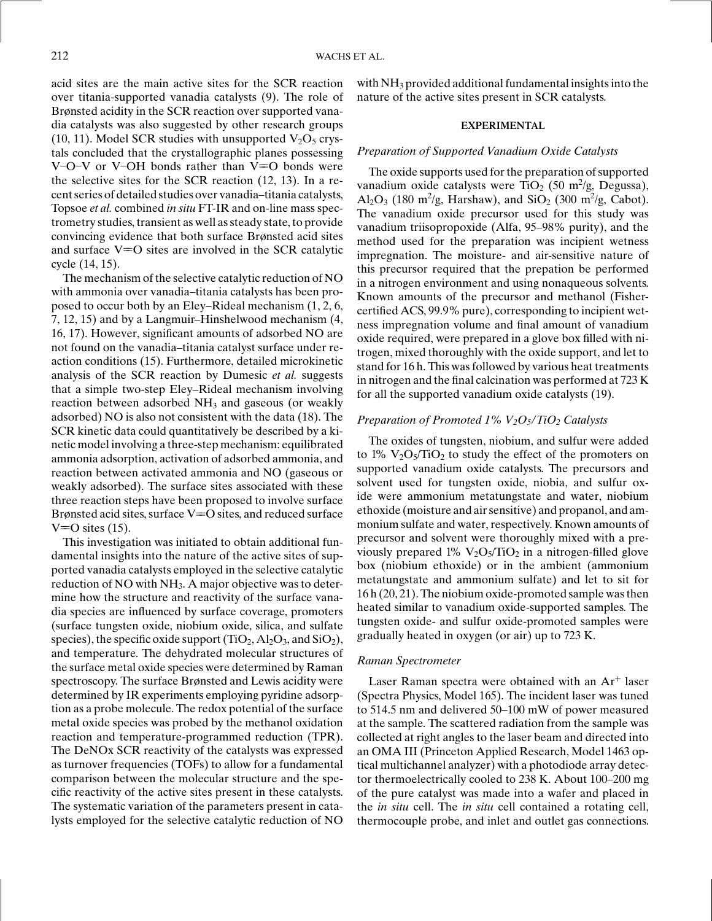acid sites are the main active sites for the SCR reaction over titania-supported vanadia catalysts (9). The role of Brønsted acidity in the SCR reaction over supported vanadia catalysts was also suggested by other research groups (10, 11). Model SCR studies with unsupported $V_2O_5$ crystals concluded that the crystallographic planes possessing V–O–V or V–OH bonds rather than V=O bonds were the selective sites for the SCR reaction (12, 13). In a recent series of detailed studies over vanadia–titania catalysts, Topsoe *et al.* combined *in situ* FT-IR and on-line mass spectrometry studies, transient as well as steady state, to provide convincing evidence that both surface Brønsted acid sites and surface V=O sites are involved in the SCR catalytic cycle (14, 15).

The mechanism of the selective catalytic reduction of NO with ammonia over vanadia–titania catalysts has been proposed to occur both by an Eley–Rideal mechanism (1, 2, 6, 7, 12, 15) and by a Langmuir–Hinshelwood mechanism (4, 16, 17). However, significant amounts of adsorbed NO are not found on the vanadia–titania catalyst surface under reaction conditions (15). Furthermore, detailed microkinetic analysis of the SCR reaction by Dumesic *et al.* suggests that a simple two-step Eley–Rideal mechanism involving reaction between adsorbed $NH_3$ and gaseous (or weakly adsorbed) NO is also not consistent with the data (18). The SCR kinetic data could quantitatively be described by a kinetic model involving a three-step mechanism: equilibrated ammonia adsorption, activation of adsorbed ammonia, and reaction between activated ammonia and NO (gaseous or weakly adsorbed). The surface sites associated with these three reaction steps have been proposed to involve surface Brønsted acid sites, surface V=O sites, and reduced surface V=O sites (15).

This investigation was initiated to obtain additional fundamental insights into the nature of the active sites of supported vanadia catalysts employed in the selective catalytic reduction of NO with $NH_3$. A major objective was to determine how the structure and reactivity of the surface vanadia species are influenced by surface coverage, promoters (surface tungsten oxide, niobium oxide, silica, and sulfate species), the specific oxide support ($TiO_2$, $Al_2O_3$, and $SiO_2$), and temperature. The dehydrated molecular structures of the surface metal oxide species were determined by Raman spectroscopy. The surface Brønsted and Lewis acidity were determined by IR experiments employing pyridine adsorption as a probe molecule. The redox potential of the surface metal oxide species was probed by the methanol oxidation reaction and temperature-programmed reduction (TPR). The DeNOx SCR reactivity of the catalysts was expressed as turnover frequencies (TOFs) to allow for a fundamental comparison between the molecular structure and the specific reactivity of the active sites present in these catalysts. The systematic variation of the parameters present in catalysts employed for the selective catalytic reduction of NO with $NH_3$ provided additional fundamental insights into the nature of the active sites present in SCR catalysts.

## EXPERIMENTAL

### *Preparation of Supported Vanadium Oxide Catalysts*

The oxide supports used for the preparation of supported vanadium oxide catalysts were $TiO_2$ (50 $m^2$/g, Degussa), $Al_2O_3$ (180 $m^2$/g, Harshaw), and $SiO_2$ (300 $m^2$/g, Cabot). The vanadium oxide precursor used for this study was vanadium triisopropoxide (Alfa, 95–98% purity), and the method used for the preparation was incipient wetness impregnation. The moisture- and air-sensitive nature of this precursor required that the prepation be performed in a nitrogen environment and using nonaqueous solvents. Known amounts of the precursor and methanol (Fisher-certified ACS, 99.9% pure), corresponding to incipient wetness impregnation volume and final amount of vanadium oxide required, were prepared in a glove box filled with nitrogen, mixed thoroughly with the oxide support, and let to stand for 16 h. This was followed by various heat treatments in nitrogen and the final calcination was performed at 723 K for all the supported vanadium oxide catalysts (19).

### *Preparation of Promoted 1% $V_2O_5/TiO_2$ Catalysts*

The oxides of tungsten, niobium, and sulfur were added to 1% $V_2O_5/TiO_2$ to study the effect of the promoters on supported vanadium oxide catalysts. The precursors and solvent used for tungsten oxide, niobia, and sulfur oxide were ammonium metatungstate and water, niobium ethoxide (moisture and air sensitive) and propanol, and ammonium sulfate and water, respectively. Known amounts of precursor and solvent were thoroughly mixed with a previously prepared 1% $V_2O_5/TiO_2$ in a nitrogen-filled glove box (niobium ethoxide) or in the ambient (ammonium metatungstate and ammonium sulfate) and let to sit for 16 h (20, 21). The niobium oxide-promoted sample was then heated similar to vanadium oxide-supported samples. The tungsten oxide- and sulfur oxide-promoted samples were gradually heated in oxygen (or air) up to 723 K.

### *Raman Spectrometer*

Laser Raman spectra were obtained with an $Ar^+$ laser (Spectra Physics, Model 165). The incident laser was tuned to 514.5 nm and delivered 50–100 mW of power measured at the sample. The scattered radiation from the sample was collected at right angles to the laser beam and directed into an OMA III (Princeton Applied Research, Model 1463 optical multichannel analyzer) with a photodiode array detector thermoelectrically cooled to 238 K. About 100–200 mg of the pure catalyst was made into a wafer and placed in the *in situ* cell. The *in situ* cell contained a rotating cell, thermocouple probe, and inlet and outlet gas connections.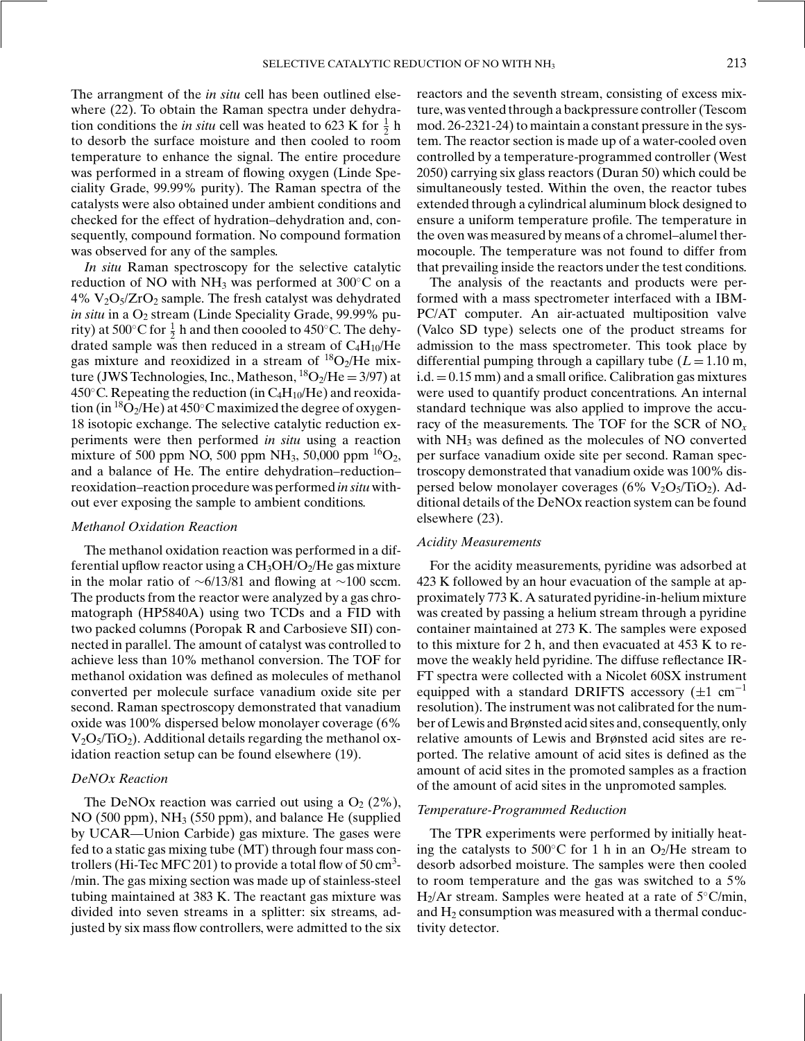The arrangment of the *in situ* cell has been outlined elsewhere (22). To obtain the Raman spectra under dehydration conditions the *in situ* cell was heated to 623 K for $\frac{1}{2}$ h to desorb the surface moisture and then cooled to room temperature to enhance the signal. The entire procedure was performed in a stream of flowing oxygen (Linde Speciality Grade, 99.99% purity). The Raman spectra of the catalysts were also obtained under ambient conditions and checked for the effect of hydration–dehydration and, consequently, compound formation. No compound formation was observed for any of the samples.

*In situ* Raman spectroscopy for the selective catalytic reduction of NO with $NH_3$ was performed at 300°C on a 4% $V_2O_5/ZrO_2$ sample. The fresh catalyst was dehydrated *in situ* in a $O_2$ stream (Linde Speciality Grade, 99.99% purity) at 500°C for $\frac{1}{2}$ h and then coooled to 450°C. The dehydrated sample was then reduced in a stream of $C_4H_{10}$/He gas mixture and reoxidized in a stream of $^{18}O_2$/He mixture (JWS Technologies, Inc., Matheson, $^{18}O_2/He = 3/97$) at 450°C. Repeating the reduction (in $C_4H_{10}$/He) and reoxidation (in $^{18}O_2$/He) at 450°C maximized the degree of oxygen-18 isotopic exchange. The selective catalytic reduction experiments were then performed *in situ* using a reaction mixture of 500 ppm NO, 500 ppm $NH_3$, 50,000 ppm $^{16}O_2$, and a balance of He. The entire dehydration–reduction–reoxidation–reaction procedure was performed *in situ* without ever exposing the sample to ambient conditions.

### *Methanol Oxidation Reaction*

The methanol oxidation reaction was performed in a differential upflow reactor using a $CH_3OH/O_2$/He gas mixture in the molar ratio of ~6/13/81 and flowing at ~100 sccm. The products from the reactor were analyzed by a gas chromatograph (HP5840A) using two TCDs and a FID with two packed columns (Poropak R and Carbosieve SII) connected in parallel. The amount of catalyst was controlled to achieve less than 10% methanol conversion. The TOF for methanol oxidation was defined as molecules of methanol converted per molecule surface vanadium oxide site per second. Raman spectroscopy demonstrated that vanadium oxide was 100% dispersed below monolayer coverage (6% $V_2O_5/TiO_2$). Additional details regarding the methanol oxidation reaction setup can be found elsewhere (19).

### *DeNOx Reaction*

The DeNOx reaction was carried out using a $O_2$ (2%), NO (500 ppm), $NH_3$ (550 ppm), and balance He (supplied by UCAR—Union Carbide) gas mixture. The gases were fed to a static gas mixing tube (MT) through four mass controllers (Hi-Tec MFC 201) to provide a total flow of 50 $cm^3$/min. The gas mixing section was made up of stainless-steel tubing maintained at 383 K. The reactant gas mixture was divided into seven streams in a splitter: six streams, adjusted by six mass flow controllers, were admitted to the six reactors and the seventh stream, consisting of excess mixture, was vented through a backpressure controller (Tescom mod. 26-2321-24) to maintain a constant pressure in the system. The reactor section is made up of a water-cooled oven controlled by a temperature-programmed controller (West 2050) carrying six glass reactors (Duran 50) which could be simultaneously tested. Within the oven, the reactor tubes extended through a cylindrical aluminum block designed to ensure a uniform temperature profile. The temperature in the oven was measured by means of a chromel–alumel thermocouple. The temperature was not found to differ from that prevailing inside the reactors under the test conditions.

The analysis of the reactants and products were performed with a mass spectrometer interfaced with a IBM-PC/AT computer. An air-actuated multiposition valve (Valco SD type) selects one of the product streams for admission to the mass spectrometer. This took place by differential pumping through a capillary tube ($L = 1.10$ m, i.d. $= 0.15$ mm) and a small orifice. Calibration gas mixtures were used to quantify product concentrations. An internal standard technique was also applied to improve the accuracy of the measurements. The TOF for the SCR of $NO_x$ with $NH_3$ was defined as the molecules of NO converted per surface vanadium oxide site per second. Raman spectroscopy demonstrated that vanadium oxide was 100% dispersed below monolayer coverages (6% $V_2O_5/TiO_2$). Additional details of the DeNOx reaction system can be found elsewhere (23).

### *Acidity Measurements*

For the acidity measurements, pyridine was adsorbed at 423 K followed by an hour evacuation of the sample at approximately 773 K. A saturated pyridine-in-helium mixture was created by passing a helium stream through a pyridine container maintained at 273 K. The samples were exposed to this mixture for 2 h, and then evacuated at 453 K to remove the weakly held pyridine. The diffuse reflectance IR-FT spectra were collected with a Nicolet 60SX instrument equipped with a standard DRIFTS accessory ($\pm 1$ $cm^{-1}$ resolution). The instrument was not calibrated for the number of Lewis and Brønsted acid sites and, consequently, only relative amounts of Lewis and Brønsted acid sites are reported. The relative amount of acid sites is defined as the amount of acid sites in the promoted samples as a fraction of the amount of acid sites in the unpromoted samples.

### *Temperature-Programmed Reduction*

The TPR experiments were performed by initially heating the catalysts to 500°C for 1 h in an $O_2$/He stream to desorb adsorbed moisture. The samples were then cooled to room temperature and the gas was switched to a 5% $H_2$/Ar stream. Samples were heated at a rate of 5°C/min, and $H_2$ consumption was measured with a thermal conductivity detector.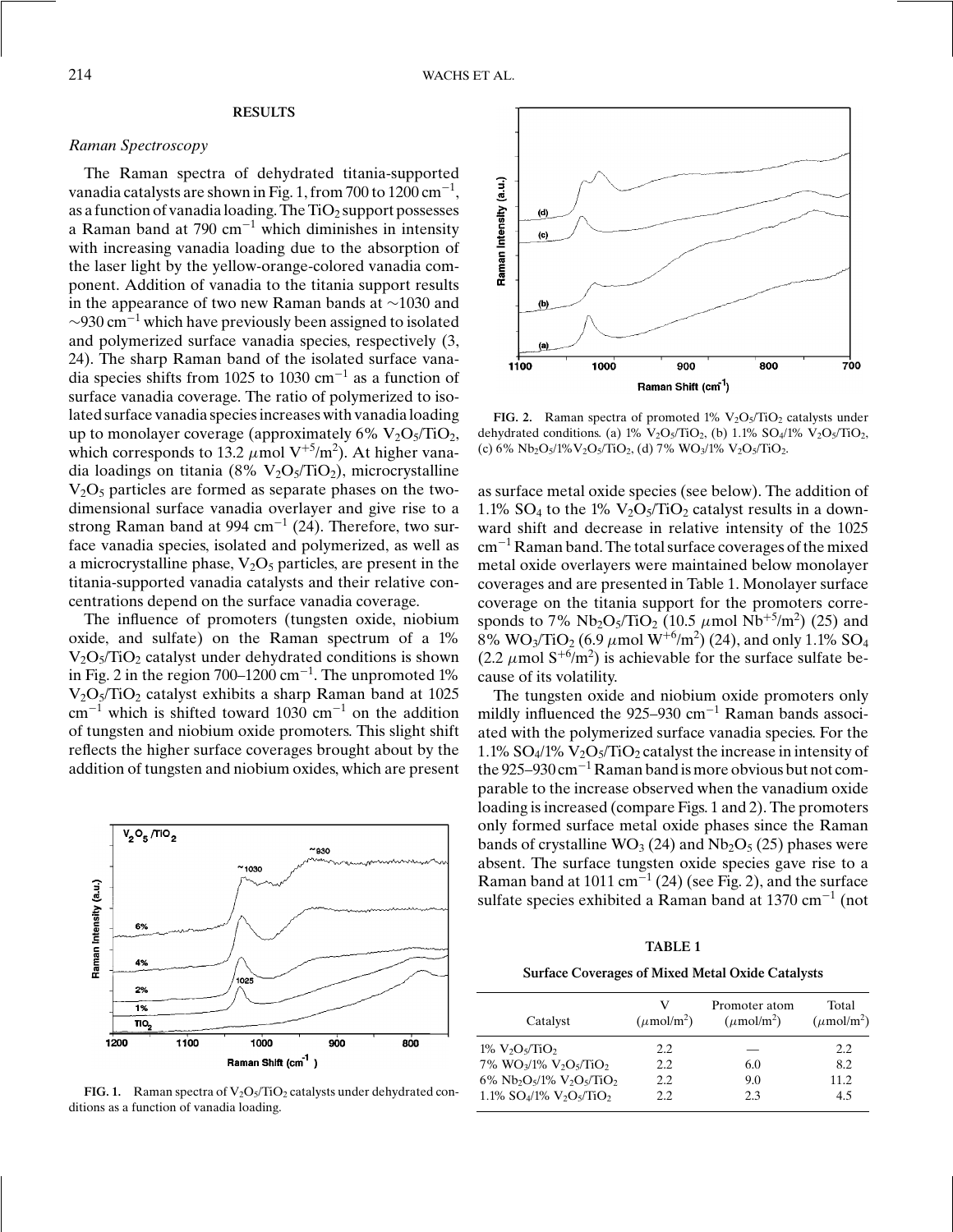## RESULTS

### *Raman Spectroscopy*

The Raman spectra of dehydrated titania-supported vanadia catalysts are shown in Fig. 1, from 700 to 1200 $cm^{-1}$, as a function of vanadia loading. The $TiO_2$ support possesses a Raman band at 790 $cm^{-1}$ which diminishes in intensity with increasing vanadia loading due to the absorption of the laser light by the yellow-orange-colored vanadia component. Addition of vanadia to the titania support results in the appearance of two new Raman bands at ~1030 and ~930 $cm^{-1}$ which have previously been assigned to isolated and polymerized surface vanadia species, respectively (3, 24). The sharp Raman band of the isolated surface vanadia species shifts from 1025 to 1030 $cm^{-1}$ as a function of surface vanadia coverage. The ratio of polymerized to isolated surface vanadia species increases with vanadia loading up to monolayer coverage (approximately 6% $V_2O_5/TiO_2$, which corresponds to 13.2 $\mu$mol $V^{+5}/m^2$). At higher vanadia loadings on titania (8% $V_2O_5/TiO_2$), microcrystalline $V_2O_5$ particles are formed as separate phases on the two-dimensional surface vanadia overlayer and give rise to a strong Raman band at 994 $cm^{-1}$ (24). Therefore, two surface vanadia species, isolated and polymerized, as well as a microcrystalline phase, $V_2O_5$ particles, are present in the titania-supported vanadia catalysts and their relative concentrations depend on the surface vanadia coverage.

The influence of promoters (tungsten oxide, niobium oxide, and sulfate) on the Raman spectrum of a 1% $V_2O_5/TiO_2$ catalyst under dehydrated conditions is shown in Fig. 2 in the region 700–1200 $cm^{-1}$. The unpromoted 1% $V_2O_5/TiO_2$ catalyst exhibits a sharp Raman band at 1025 $cm^{-1}$ which is shifted toward 1030 $cm^{-1}$ on the addition of tungsten and niobium oxide promoters. This slight shift reflects the higher surface coverages brought about by the addition of tungsten and niobium oxides, which are present as surface metal oxide species (see below). The addition of 1.1% $SO_4$ to the 1% $V_2O_5/TiO_2$ catalyst results in a downward shift and decrease in relative intensity of the 1025 $cm^{-1}$ Raman band. The total surface coverages of the mixed metal oxide overlayers were maintained below monolayer coverages and are presented in Table 1. Monolayer surface coverage on the titania support for the promoters corresponds to 7% $Nb_2O_5/TiO_2$ (10.5 $\mu$mol $Nb^{+5}/m^2$) (25) and 8% $WO_3/TiO_2$ (6.9 $\mu$mol $W^{+6}/m^2$) (24), and only 1.1% $SO_4$ (2.2 $\mu$mol $S^{+6}/m^2$) is achievable for the surface sulfate because of its volatility.

FIG. 1. Raman spectra of $V_2O_5/TiO_2$ catalysts under dehydrated conditions as a function of vanadia loading.

FIG. 2. Raman spectra of promoted 1% $V_2O_5/TiO_2$ catalysts under dehydrated conditions. (a) 1% $V_2O_5/TiO_2$, (b) 1.1% $SO_4$/1% $V_2O_5/TiO_2$, (c) 6% $Nb_2O_5$/1%$V_2O_5/TiO_2$, (d) 7% $WO_3$/1% $V_2O_5/TiO_2$.

The tungsten oxide and niobium oxide promoters only mildly influenced the 925–930 $cm^{-1}$ Raman bands associated with the polymerized surface vanadia species. For the 1.1% $SO_4$/1% $V_2O_5/TiO_2$ catalyst the increase in intensity of the 925–930 $cm^{-1}$ Raman band is more obvious but not comparable to the increase observed when the vanadium oxide loading is increased (compare Figs. 1 and 2). The promoters only formed surface metal oxide phases since the Raman bands of crystalline $WO_3$ (24) and $Nb_2O_5$ (25) phases were absent. The surface tungsten oxide species gave rise to a Raman band at 1011 $cm^{-1}$ (24) (see Fig. 2), and the surface sulfate species exhibited a Raman band at 1370 $cm^{-1}$ (not

**TABLE 1**

**Surface Coverages of Mixed Metal Oxide Catalysts**

| Catalyst | V ($\mu$mol/m$^2$) | Promoter atom ($\mu$mol/m$^2$) | Total ($\mu$mol/m$^2$) |
|---|---|---|---|
| 1% $V_2O_5/TiO_2$ | 2.2 | — | 2.2 |
| 7% $WO_3$/1% $V_2O_5/TiO_2$ | 2.2 | 6.0 | 8.2 |
| 6% $Nb_2O_5$/1% $V_2O_5/TiO_2$ | 2.2 | 9.0 | 11.2 |
| 1.1% $SO_4$/1% $V_2O_5/TiO_2$ | 2.2 | 2.3 | 4.5 |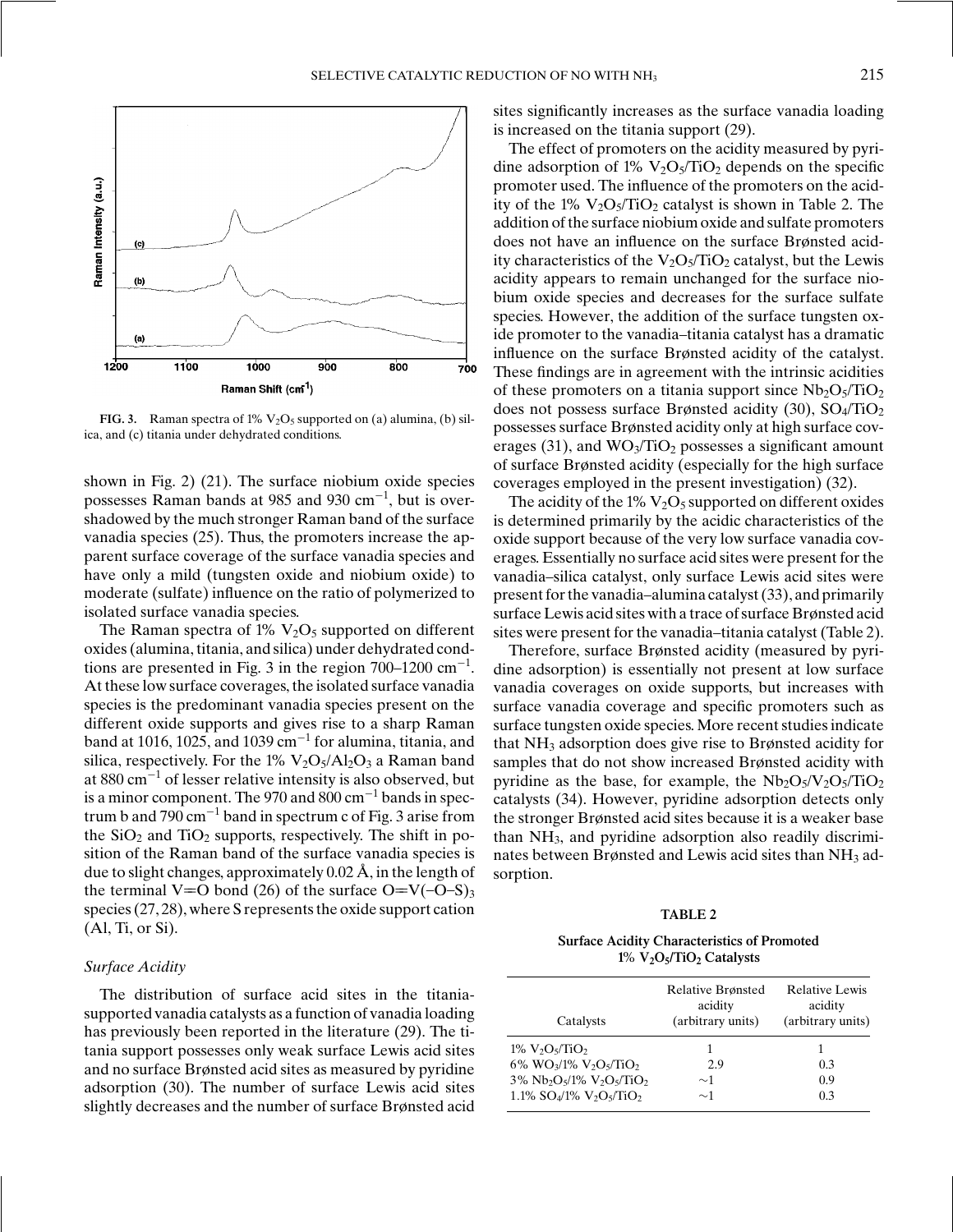**FIG. 3.** Raman spectra of 1% $V_2O_5$ supported on (a) alumina, (b) silica, and (c) titania under dehydrated conditions.

shown in Fig. 2) (21). The surface niobium oxide species possesses Raman bands at 985 and 930 $cm^{-1}$, but is overshadowed by the much stronger Raman band of the surface vanadia species (25). Thus, the promoters increase the apparent surface coverage of the surface vanadia species and have only a mild (tungsten oxide and niobium oxide) to moderate (sulfate) influence on the ratio of polymerized to isolated surface vanadia species.

The Raman spectra of 1% $V_2O_5$ supported on different oxides (alumina, titania, and silica) under dehydrated conditions are presented in Fig. 3 in the region 700–1200 $cm^{-1}$. At these low surface coverages, the isolated surface vanadia species is the predominant vanadia species present on the different oxide supports and gives rise to a sharp Raman band at 1016, 1025, and 1039 $cm^{-1}$ for alumina, titania, and silica, respectively. For the 1% $V_2O_5/Al_2O_3$ a Raman band at 880 $cm^{-1}$ of lesser relative intensity is also observed, but is a minor component. The 970 and 800 $cm^{-1}$ bands in spectrum b and 790 $cm^{-1}$ band in spectrum c of Fig. 3 arise from the $SiO_2$ and $TiO_2$ supports, respectively. The shift in position of the Raman band of the surface vanadia species is due to slight changes, approximately 0.02 Å, in the length of the terminal V=O bond (26) of the surface $O{=}V(-O-S)_3$ species (27, 28), where S represents the oxide support cation (Al, Ti, or Si).

### *Surface Acidity*

The distribution of surface acid sites in the titania-supported vanadia catalysts as a function of vanadia loading has previously been reported in the literature (29). The titania support possesses only weak surface Lewis acid sites and no surface Brønsted acid sites as measured by pyridine adsorption (30). The number of surface Lewis acid sites slightly decreases and the number of surface Brønsted acid sites significantly increases as the surface vanadia loading is increased on the titania support (29).

The effect of promoters on the acidity measured by pyridine adsorption of 1% $V_2O_5/TiO_2$ depends on the specific promoter used. The influence of the promoters on the acidity of the 1% $V_2O_5/TiO_2$ catalyst is shown in Table 2. The addition of the surface niobium oxide and sulfate promoters does not have an influence on the surface Brønsted acidity characteristics of the $V_2O_5/TiO_2$ catalyst, but the Lewis acidity appears to remain unchanged for the surface niobium oxide species and decreases for the surface sulfate species. However, the addition of the surface tungsten oxide promoter to the vanadia–titania catalyst has a dramatic influence on the surface Brønsted acidity of the catalyst. These findings are in agreement with the intrinsic acidities of these promoters on a titania support since $Nb_2O_5/TiO_2$ does not possess surface Brønsted acidity (30), $SO_4/TiO_2$ possesses surface Brønsted acidity only at high surface coverages (31), and $WO_3/TiO_2$ possesses a significant amount of surface Brønsted acidity (especially for the high surface coverages employed in the present investigation) (32).

The acidity of the 1% $V_2O_5$ supported on different oxides is determined primarily by the acidic characteristics of the oxide support because of the very low surface vanadia coverages. Essentially no surface acid sites were present for the vanadia–silica catalyst, only surface Lewis acid sites were present for the vanadia–alumina catalyst (33), and primarily surface Lewis acid sites with a trace of surface Brønsted acid sites were present for the vanadia–titania catalyst (Table 2).

Therefore, surface Brønsted acidity (measured by pyridine adsorption) is essentially not present at low surface vanadia coverages on oxide supports, but increases with surface vanadia coverage and specific promoters such as surface tungsten oxide species. More recent studies indicate that $NH_3$ adsorption does give rise to Brønsted acidity for samples that do not show increased Brønsted acidity with pyridine as the base, for example, the $Nb_2O_5/V_2O_5/TiO_2$ catalysts (34). However, pyridine adsorption detects only the stronger Brønsted acid sites because it is a weaker base than $NH_3$, and pyridine adsorption also readily discriminates between Brønsted and Lewis acid sites than $NH_3$ adsorption.

**TABLE 2**

**Surface Acidity Characteristics of Promoted 1% $V_2O_5/TiO_2$ Catalysts**

| Catalysts | Relative Brønsted acidity (arbitrary units) | Relative Lewis acidity (arbitrary units) |
|---|---|---|
| 1% $V_2O_5/TiO_2$ | 1 | 1 |
| 6% $WO_3$/1% $V_2O_5/TiO_2$ | 2.9 | 0.3 |
| 3% $Nb_2O_5$/1% $V_2O_5/TiO_2$ | ~1 | 0.9 |
| 1.1% $SO_4$/1% $V_2O_5/TiO_2$ | ~1 | 0.3 |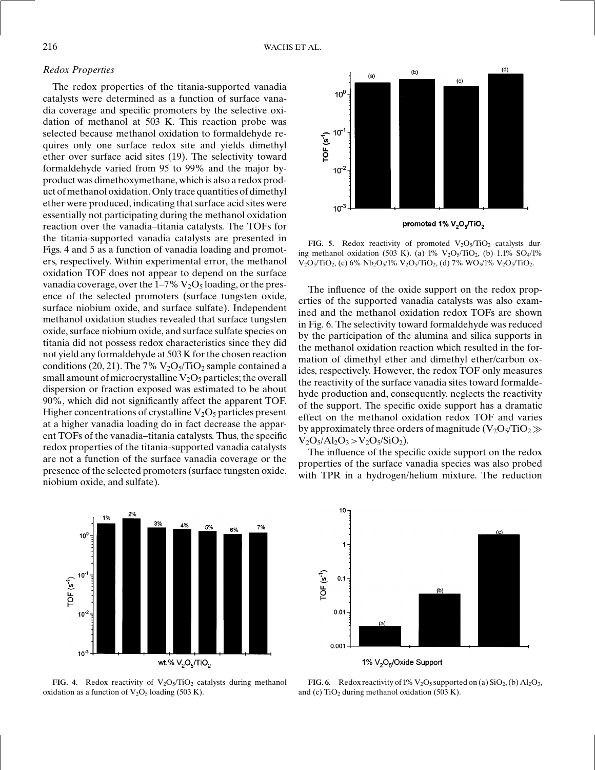### *Redox Properties*

The redox properties of the titania-supported vanadia catalysts were determined as a function of surface vanadia coverage and specific promoters by the selective oxidation of methanol at 503 K. This reaction probe was selected because methanol oxidation to formaldehyde requires only one surface redox site and yields dimethyl ether over surface acid sites (19). The selectivity toward formaldehyde varied from 95 to 99% and the major byproduct was dimethoxymethane, which is also a redox product of methanol oxidation. Only trace quantities of dimethyl ether were produced, indicating that surface acid sites were essentially not participating during the methanol oxidation reaction over the vanadia–titania catalysts. The TOFs for the titania-supported vanadia catalysts are presented in Figs. 4 and 5 as a function of vanadia loading and promoters, respectively. Within experimental error, the methanol oxidation TOF does not appear to depend on the surface vanadia coverage, over the 1–7% $V_2O_5$ loading, or the presence of the selected promoters (surface tungsten oxide, surface niobium oxide, and surface sulfate). Independent methanol oxidation studies revealed that surface tungsten oxide, surface niobium oxide, and surface sulfate species on titania did not possess redox characteristics since they did not yield any formaldehyde at 503 K for the chosen reaction conditions (20, 21). The 7% $V_2O_5/TiO_2$ sample contained a small amount of microcrystalline $V_2O_5$ particles; the overall dispersion or fraction exposed was estimated to be about 90%, which did not significantly affect the apparent TOF. Higher concentrations of crystalline $V_2O_5$ particles present at a higher vanadia loading do in fact decrease the apparent TOFs of the vanadia–titania catalysts. Thus, the specific redox properties of the titania-supported vanadia catalysts are not a function of the surface vanadia coverage or the presence of the selected promoters (surface tungsten oxide, niobium oxide, and sulfate).

**FIG. 5.** Redox reactivity of promoted $V_2O_5/TiO_2$ catalysts during methanol oxidation (503 K). (a) 1% $V_2O_5/TiO_2$, (b) 1.1% $SO_4$/1% $V_2O_5/TiO_2$, (c) 6% $Nb_2O_5$/1% $V_2O_5/TiO_2$, (d) 7% $WO_3$/1% $V_2O_5/TiO_2$.

The influence of the oxide support on the redox properties of the supported vanadia catalysts was also examined and the methanol oxidation redox TOFs are shown in Fig. 6. The selectivity toward formaldehyde was reduced by the participation of the alumina and silica supports in the methanol oxidation reaction which resulted in the formation of dimethyl ether and dimethyl ether/carbon oxides, respectively. However, the redox TOF only measures the reactivity of the surface vanadia sites toward formaldehyde production and, consequently, neglects the reactivity of the support. The specific oxide support has a dramatic effect on the methanol oxidation redox TOF and varies by approximately three orders of magnitude ($V_2O_5/TiO_2 \gg V_2O_5/Al_2O_3 > V_2O_5/SiO_2$).

The influence of the specific oxide support on the redox properties of the surface vanadia species was also probed with TPR in a hydrogen/helium mixture. The reduction

**FIG. 4.** Redox reactivity of $V_2O_5/TiO_2$ catalysts during methanol oxidation as a function of $V_2O_5$ loading (503 K).

**FIG. 6.** Redox reactivity of 1% $V_2O_5$ supported on (a) $SiO_2$, (b) $Al_2O_3$, and (c) $TiO_2$ during methanol oxidation (503 K).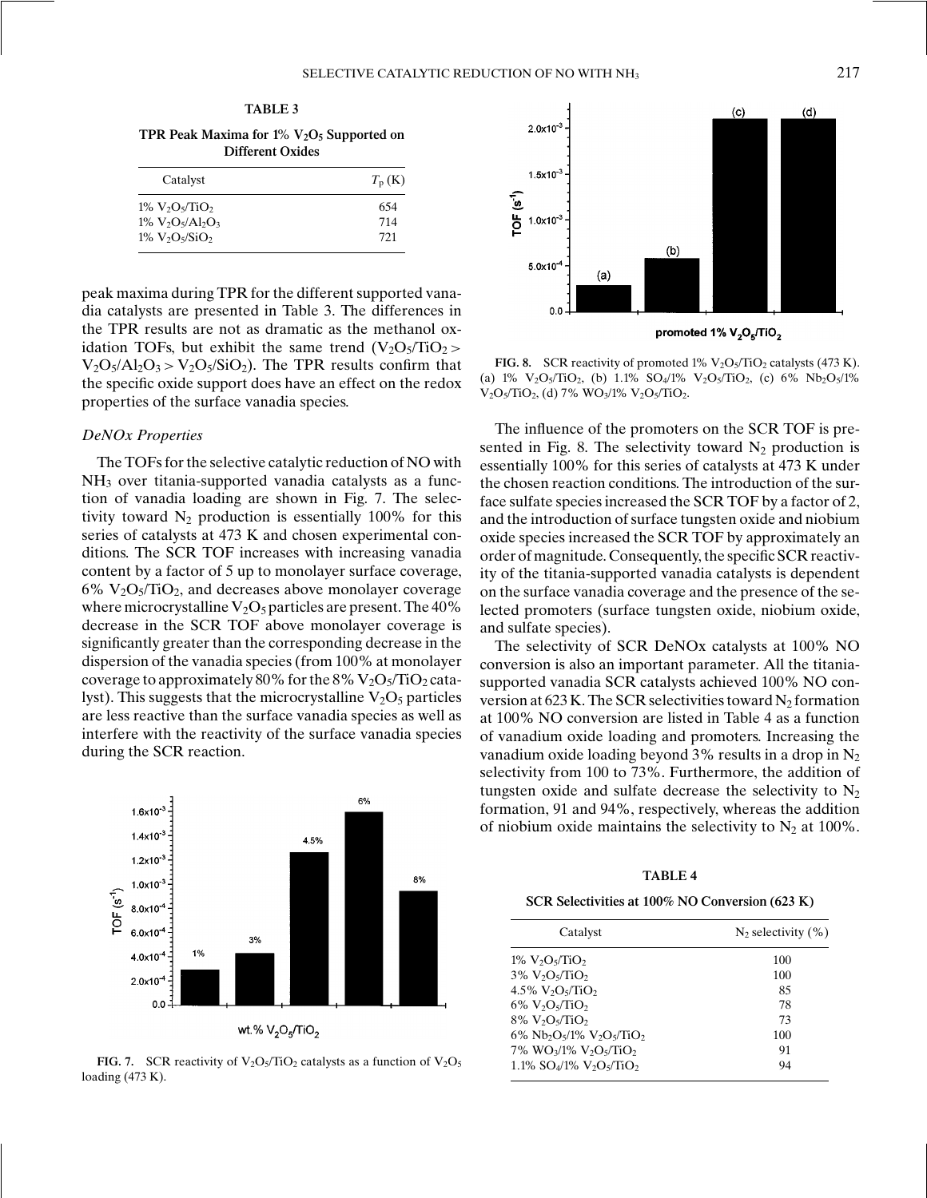**TABLE 3**

**TPR Peak Maxima for 1% $V_2O_5$ Supported on Different Oxides**

| Catalyst | $T_p$ (K) |
|---|---|
| 1% $V_2O_5/TiO_2$ | 654 |
| 1% $V_2O_5/Al_2O_3$ | 714 |
| 1% $V_2O_5/SiO_2$ | 721 |

peak maxima during TPR for the different supported vanadia catalysts are presented in Table 3. The differences in the TPR results are not as dramatic as the methanol oxidation TOFs, but exhibit the same trend ($V_2O_5/TiO_2 > V_2O_5/Al_2O_3 > V_2O_5/SiO_2$). The TPR results confirm that the specific oxide support does have an effect on the redox properties of the surface vanadia species.

### DeNOx Properties

The TOFs for the selective catalytic reduction of NO with $NH_3$ over titania-supported vanadia catalysts as a function of vanadia loading are shown in Fig. 7. The selectivity toward $N_2$ production is essentially 100% for this series of catalysts at 473 K and chosen experimental conditions. The SCR TOF increases with increasing vanadia content by a factor of 5 up to monolayer surface coverage, 6% $V_2O_5/TiO_2$, and decreases above monolayer coverage where microcrystalline $V_2O_5$ particles are present. The 40% decrease in the SCR TOF above monolayer coverage is significantly greater than the corresponding decrease in the dispersion of the vanadia species (from 100% at monolayer coverage to approximately 80% for the 8% $V_2O_5/TiO_2$ catalyst). This suggests that the microcrystalline $V_2O_5$ particles are less reactive than the surface vanadia species as well as interfere with the reactivity of the surface vanadia species during the SCR reaction.

**FIG. 7.** SCR reactivity of $V_2O_5/TiO_2$ catalysts as a function of $V_2O_5$ loading (473 K).

**FIG. 8.** SCR reactivity of promoted 1% $V_2O_5/TiO_2$ catalysts (473 K). (a) 1% $V_2O_5/TiO_2$, (b) 1.1% $SO_4$/1% $V_2O_5/TiO_2$, (c) 6% $Nb_2O_5$/1% $V_2O_5/TiO_2$, (d) 7% $WO_3$/1% $V_2O_5/TiO_2$.

The influence of the promoters on the SCR TOF is presented in Fig. 8. The selectivity toward $N_2$ production is essentially 100% for this series of catalysts at 473 K under the chosen reaction conditions. The introduction of the surface sulfate species increased the SCR TOF by a factor of 2, and the introduction of surface tungsten oxide and niobium oxide species increased the SCR TOF by approximately an order of magnitude. Consequently, the specific SCR reactivity of the titania-supported vanadia catalysts is dependent on the surface vanadia coverage and the presence of the selected promoters (surface tungsten oxide, niobium oxide, and sulfate species).

The selectivity of SCR DeNOx catalysts at 100% NO conversion is also an important parameter. All the titania-supported vanadia SCR catalysts achieved 100% NO conversion at 623 K. The SCR selectivities toward $N_2$ formation at 100% NO conversion are listed in Table 4 as a function of vanadium oxide loading and promoters. Increasing the vanadium oxide loading beyond 3% results in a drop in $N_2$ selectivity from 100 to 73%. Furthermore, the addition of tungsten oxide and sulfate decrease the selectivity to $N_2$ formation, 91 and 94%, respectively, whereas the addition of niobium oxide maintains the selectivity to $N_2$ at 100%.

**TABLE 4**

**SCR Selectivities at 100% NO Conversion (623 K)**

| Catalyst | $N_2$ selectivity (%) |
|---|---|
| 1% $V_2O_5/TiO_2$ | 100 |
| 3% $V_2O_5/TiO_2$ | 100 |
| 4.5% $V_2O_5/TiO_2$ | 85 |
| 6% $V_2O_5/TiO_2$ | 78 |
| 8% $V_2O_5/TiO_2$ | 73 |
| 6% $Nb_2O_5$/1% $V_2O_5/TiO_2$ | 100 |
| 7% $WO_3$/1% $V_2O_5/TiO_2$ | 91 |
| 1.1% $SO_4$/1% $V_2O_5/TiO_2$ | 94 |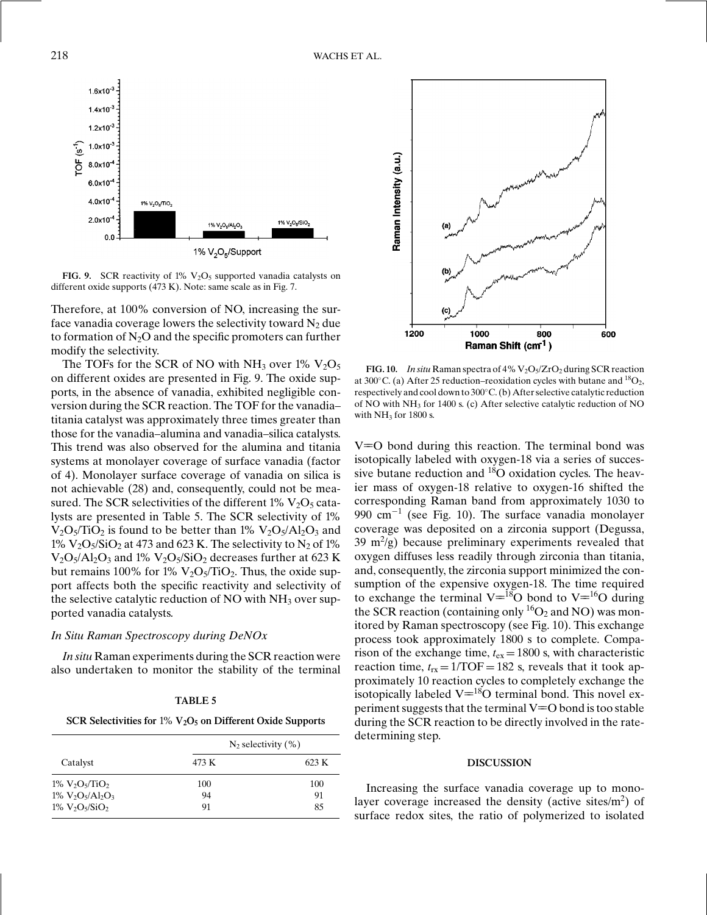FIG. 9. SCR reactivity of 1% $V_2O_5$ supported vanadia catalysts on different oxide supports (473 K). Note: same scale as in Fig. 7.

Therefore, at 100% conversion of NO, increasing the surface vanadia coverage lowers the selectivity toward $N_2$ due to formation of $N_2O$ and the specific promoters can further modify the selectivity.

The TOFs for the SCR of NO with $NH_3$ over 1% $V_2O_5$ on different oxides are presented in Fig. 9. The oxide supports, in the absence of vanadia, exhibited negligible conversion during the SCR reaction. The TOF for the vanadia–titania catalyst was approximately three times greater than those for the vanadia–alumina and vanadia–silica catalysts. This trend was also observed for the alumina and titania systems at monolayer coverage of surface vanadia (factor of 4). Monolayer surface coverage of vanadia on silica is not achievable (28) and, consequently, could not be measured. The SCR selectivities of the different 1% $V_2O_5$ catalysts are presented in Table 5. The SCR selectivity of 1% $V_2O_5/TiO_2$ is found to be better than 1% $V_2O_5/Al_2O_3$ and 1% $V_2O_5/SiO_2$ at 473 and 623 K. The selectivity to $N_2$ of 1% $V_2O_5/Al_2O_3$ and 1% $V_2O_5/SiO_2$ decreases further at 623 K but remains 100% for 1% $V_2O_5/TiO_2$. Thus, the oxide support affects both the specific reactivity and selectivity of the selective catalytic reduction of NO with $NH_3$ over supported vanadia catalysts.

### *In Situ* Raman Spectroscopy during DeNOx

*In situ* Raman experiments during the SCR reaction were also undertaken to monitor the stability of the terminal V=O bond during this reaction. The terminal bond was isotopically labeled with oxygen-18 via a series of successive butane reduction and $^{18}O$ oxidation cycles. The heavier mass of oxygen-18 relative to oxygen-16 shifted the corresponding Raman band from approximately 1030 to 990 $cm^{-1}$ (see Fig. 10). The surface vanadia monolayer coverage was deposited on a zirconia support (Degussa, 39 $m^2/g$) because preliminary experiments revealed that oxygen diffuses less readily through zirconia than titania, and, consequently, the zirconia support minimized the consumption of the expensive oxygen-18. The time required to exchange the terminal V=$^{18}$O bond to V=$^{16}$O during the SCR reaction (containing only $^{16}O_2$ and NO) was monitored by Raman spectroscopy (see Fig. 10). This exchange process took approximately 1800 s to complete. Comparison of the exchange time, $t_{ex} = 1800$ s, with characteristic reaction time, $t_{rx} = 1/\text{TOF} = 182$ s, reveals that it took approximately 10 reaction cycles to completely exchange the isotopically labeled V=$^{18}$O terminal bond. This novel experiment suggests that the terminal V=O bond is too stable during the SCR reaction to be directly involved in the rate-determining step.

**TABLE 5**

**SCR Selectivities for 1% $V_2O_5$ on Different Oxide Supports**

| Catalyst | $N_2$ selectivity (%) | |
|---|---|---|
| | 473 K | 623 K |
| 1% $V_2O_5/TiO_2$ | 100 | 100 |
| 1% $V_2O_5/Al_2O_3$ | 94 | 91 |
| 1% $V_2O_5/SiO_2$ | 91 | 85 |

FIG. 10. *In situ* Raman spectra of 4% $V_2O_5/ZrO_2$ during SCR reaction at 300°C. (a) After 25 reduction–reoxidation cycles with butane and $^{18}O_2$, respectively and cool down to 300°C. (b) After selective catalytic reduction of NO with $NH_3$ for 1400 s. (c) After selective catalytic reduction of NO with $NH_3$ for 1800 s.

## DISCUSSION

Increasing the surface vanadia coverage up to monolayer coverage increased the density (active sites/$m^2$) of surface redox sites, the ratio of polymerized to isolated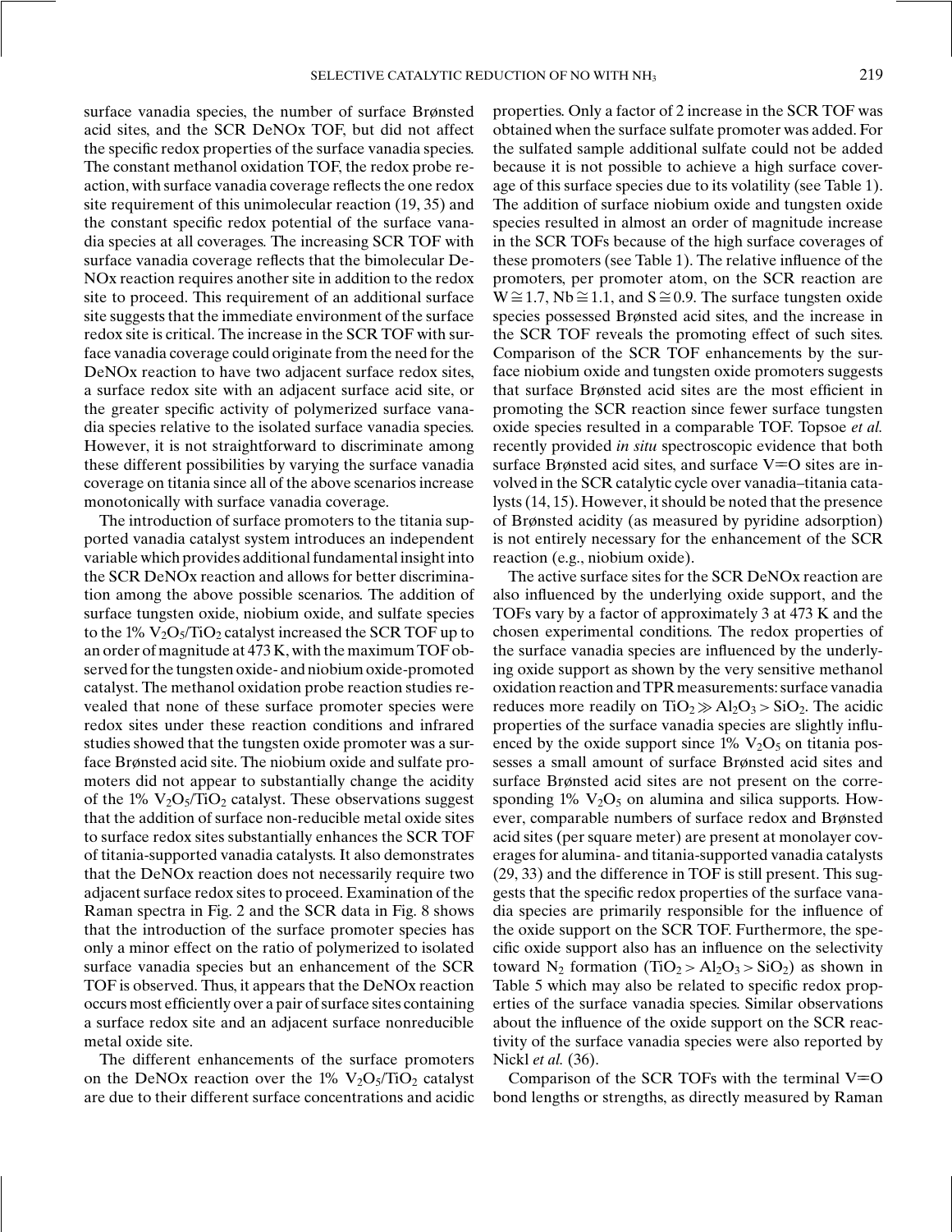surface vanadia species, the number of surface Brønsted acid sites, and the SCR DeNOx TOF, but did not affect the specific redox properties of the surface vanadia species. The constant methanol oxidation TOF, the redox probe reaction, with surface vanadia coverage reflects the one redox site requirement of this unimolecular reaction (19, 35) and the constant specific redox potential of the surface vanadia species at all coverages. The increasing SCR TOF with surface vanadia coverage reflects that the bimolecular DeNOx reaction requires another site in addition to the redox site to proceed. This requirement of an additional surface site suggests that the immediate environment of the surface redox site is critical. The increase in the SCR TOF with surface vanadia coverage could originate from the need for the DeNOx reaction to have two adjacent surface redox sites, a surface redox site with an adjacent surface acid site, or the greater specific activity of polymerized surface vanadia species relative to the isolated surface vanadia species. However, it is not straightforward to discriminate among these different possibilities by varying the surface vanadia coverage on titania since all of the above scenarios increase monotonically with surface vanadia coverage.

The introduction of surface promoters to the titania supported vanadia catalyst system introduces an independent variable which provides additional fundamental insight into the SCR DeNOx reaction and allows for better discrimination among the above possible scenarios. The addition of surface tungsten oxide, niobium oxide, and sulfate species to the 1% $V_2O_5/TiO_2$ catalyst increased the SCR TOF up to an order of magnitude at 473 K, with the maximum TOF observed for the tungsten oxide- and niobium oxide-promoted catalyst. The methanol oxidation probe reaction studies revealed that none of these surface promoter species were redox sites under these reaction conditions and infrared studies showed that the tungsten oxide promoter was a surface Brønsted acid site. The niobium oxide and sulfate promoters did not appear to substantially change the acidity of the 1% $V_2O_5/TiO_2$ catalyst. These observations suggest that the addition of surface non-reducible metal oxide sites to surface redox sites substantially enhances the SCR TOF of titania-supported vanadia catalysts. It also demonstrates that the DeNOx reaction does not necessarily require two adjacent surface redox sites to proceed. Examination of the Raman spectra in Fig. 2 and the SCR data in Fig. 8 shows that the introduction of the surface promoter species has only a minor effect on the ratio of polymerized to isolated surface vanadia species but an enhancement of the SCR TOF is observed. Thus, it appears that the DeNOx reaction occurs most efficiently over a pair of surface sites containing a surface redox site and an adjacent surface nonreducible metal oxide site.

The different enhancements of the surface promoters on the DeNOx reaction over the 1% $V_2O_5/TiO_2$ catalyst are due to their different surface concentrations and acidic properties. Only a factor of 2 increase in the SCR TOF was obtained when the surface sulfate promoter was added. For the sulfated sample additional sulfate could not be added because it is not possible to achieve a high surface coverage of this surface species due to its volatility (see Table 1). The addition of surface niobium oxide and tungsten oxide species resulted in almost an order of magnitude increase in the SCR TOFs because of the high surface coverages of these promoters (see Table 1). The relative influence of the promoters, per promoter atom, on the SCR reaction are $W \cong 1.7$, $Nb \cong 1.1$, and $S \cong 0.9$. The surface tungsten oxide species possessed Brønsted acid sites, and the increase in the SCR TOF reveals the promoting effect of such sites. Comparison of the SCR TOF enhancements by the surface niobium oxide and tungsten oxide promoters suggests that surface Brønsted acid sites are the most efficient in promoting the SCR reaction since fewer surface tungsten oxide species resulted in a comparable TOF. Topsoe *et al.* recently provided *in situ* spectroscopic evidence that both surface Brønsted acid sites, and surface V=O sites are involved in the SCR catalytic cycle over vanadia–titania catalysts (14, 15). However, it should be noted that the presence of Brønsted acidity (as measured by pyridine adsorption) is not entirely necessary for the enhancement of the SCR reaction (e.g., niobium oxide).

The active surface sites for the SCR DeNOx reaction are also influenced by the underlying oxide support, and the TOFs vary by a factor of approximately 3 at 473 K and the chosen experimental conditions. The redox properties of the surface vanadia species are influenced by the underlying oxide support as shown by the very sensitive methanol oxidation reaction and TPR measurements: surface vanadia reduces more readily on $TiO_2 \gg Al_2O_3 > SiO_2$. The acidic properties of the surface vanadia species are slightly influenced by the oxide support since 1% $V_2O_5$ on titania possesses a small amount of surface Brønsted acid sites and surface Brønsted acid sites are not present on the corresponding 1% $V_2O_5$ on alumina and silica supports. However, comparable numbers of surface redox and Brønsted acid sites (per square meter) are present at monolayer coverages for alumina- and titania-supported vanadia catalysts (29, 33) and the difference in TOF is still present. This suggests that the specific redox properties of the surface vanadia species are primarily responsible for the influence of the oxide support on the SCR TOF. Furthermore, the specific oxide support also has an influence on the selectivity toward $N_2$ formation ($TiO_2 > Al_2O_3 > SiO_2$) as shown in Table 5 which may also be related to specific redox properties of the surface vanadia species. Similar observations about the influence of the oxide support on the SCR reactivity of the surface vanadia species were also reported by Nickl *et al.* (36).

Comparison of the SCR TOFs with the terminal V=O bond lengths or strengths, as directly measured by Raman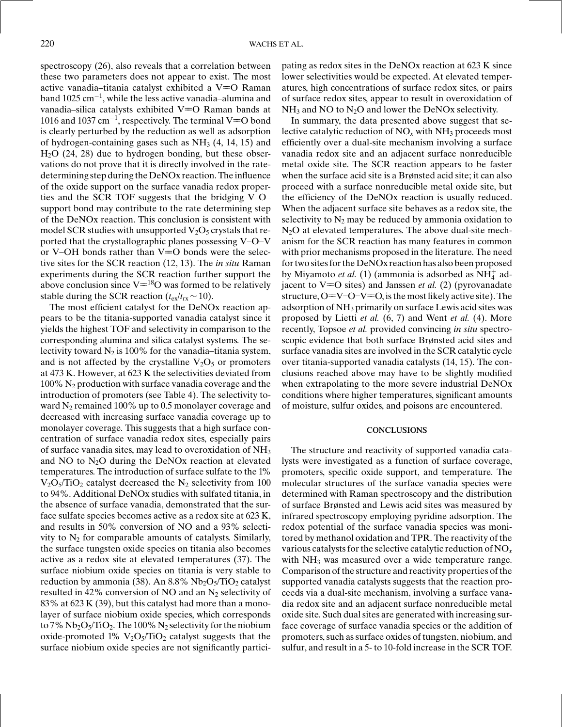spectroscopy (26), also reveals that a correlation between these two parameters does not appear to exist. The most active vanadia–titania catalyst exhibited a V=O Raman band 1025 $cm^{-1}$, while the less active vanadia–alumina and vanadia–silica catalysts exhibited V=O Raman bands at 1016 and 1037 $cm^{-1}$, respectively. The terminal V=O bond is clearly perturbed by the reduction as well as adsorption of hydrogen-containing gases such as $NH_3$ (4, 14, 15) and $H_2O$ (24, 28) due to hydrogen bonding, but these observations do not prove that it is directly involved in the rate-determining step during the DeNOx reaction. The influence of the oxide support on the surface vanadia redox properties and the SCR TOF suggests that the bridging V–O–support bond may contribute to the rate determining step of the DeNOx reaction. This conclusion is consistent with model SCR studies with unsupported $V_2O_5$ crystals that reported that the crystallographic planes possessing V–O–V or V–OH bonds rather than V=O bonds were the selective sites for the SCR reaction (12, 13). The *in situ* Raman experiments during the SCR reaction further support the above conclusion since $V{=}^{18}O$ was formed to be relatively stable during the SCR reaction ($t_{ex}/t_{rx} \sim 10$).

The most efficient catalyst for the DeNOx reaction appears to be the titania-supported vanadia catalyst since it yields the highest TOF and selectivity in comparison to the corresponding alumina and silica catalyst systems. The selectivity toward $N_2$ is 100% for the vanadia–titania system, and is not affected by the crystalline $V_2O_5$ or promoters at 473 K. However, at 623 K the selectivities deviated from 100% $N_2$ production with surface vanadia coverage and the introduction of promoters (see Table 4). The selectivity toward $N_2$ remained 100% up to 0.5 monolayer coverage and decreased with increasing surface vanadia coverage up to monolayer coverage. This suggests that a high surface concentration of surface vanadia redox sites, especially pairs of surface vanadia sites, may lead to overoxidation of $NH_3$ and NO to $N_2O$ during the DeNOx reaction at elevated temperatures. The introduction of surface sulfate to the 1% $V_2O_5/TiO_2$ catalyst decreased the $N_2$ selectivity from 100 to 94%. Additional DeNOx studies with sulfated titania, in the absence of surface vanadia, demonstrated that the surface sulfate species becomes active as a redox site at 623 K, and results in 50% conversion of NO and a 93% selectivity to $N_2$ for comparable amounts of catalysts. Similarly, the surface tungsten oxide species on titania also becomes active as a redox site at elevated temperatures (37). The surface niobium oxide species on titania is very stable to reduction by ammonia (38). An 8.8% $Nb_2O_5/TiO_2$ catalyst resulted in 42% conversion of NO and an $N_2$ selectivity of 83% at 623 K (39), but this catalyst had more than a monolayer of surface niobium oxide species, which corresponds to 7% $Nb_2O_5/TiO_2$. The 100% $N_2$ selectivity for the niobium oxide-promoted 1% $V_2O_5/TiO_2$ catalyst suggests that the surface niobium oxide species are not significantly participating as redox sites in the DeNOx reaction at 623 K since lower selectivities would be expected. At elevated temperatures, high concentrations of surface redox sites, or pairs of surface redox sites, appear to result in overoxidation of $NH_3$ and NO to $N_2O$ and lower the DeNOx selectivity.

In summary, the data presented above suggest that selective catalytic reduction of $NO_x$ with $NH_3$ proceeds most efficiently over a dual-site mechanism involving a surface vanadia redox site and an adjacent surface nonreducible metal oxide site. The SCR reaction appears to be faster when the surface acid site is a Brønsted acid site; it can also proceed with a surface nonreducible metal oxide site, but the efficiency of the DeNOx reaction is usually reduced. When the adjacent surface site behaves as a redox site, the selectivity to $N_2$ may be reduced by ammonia oxidation to $N_2O$ at elevated temperatures. The above dual-site mechanism for the SCR reaction has many features in common with prior mechanisms proposed in the literature. The need for two sites for the DeNOx reaction has also been proposed by Miyamoto *et al.* (1) (ammonia is adsorbed as $NH_4^+$ adjacent to V=O sites) and Janssen *et al.* (2) (pyrovanadate structure, O=V–O–V=O, is the most likely active site). The adsorption of $NH_3$ primarily on surface Lewis acid sites was proposed by Lietti *et al.* (6, 7) and Went *et al.* (4). More recently, Topsoe *et al.* provided convincing *in situ* spectroscopic evidence that both surface Brønsted acid sites and surface vanadia sites are involved in the SCR catalytic cycle over titania-supported vanadia catalysts (14, 15). The conclusions reached above may have to be slightly modified when extrapolating to the more severe industrial DeNOx conditions where higher temperatures, significant amounts of moisture, sulfur oxides, and poisons are encountered.

## CONCLUSIONS

The structure and reactivity of supported vanadia catalysts were investigated as a function of surface coverage, promoters, specific oxide support, and temperature. The molecular structures of the surface vanadia species were determined with Raman spectroscopy and the distribution of surface Brønsted and Lewis acid sites was measured by infrared spectroscopy employing pyridine adsorption. The redox potential of the surface vanadia species was monitored by methanol oxidation and TPR. The reactivity of the various catalysts for the selective catalytic reduction of $NO_x$ with $NH_3$ was measured over a wide temperature range. Comparison of the structure and reactivity properties of the supported vanadia catalysts suggests that the reaction proceeds via a dual-site mechanism, involving a surface vanadia redox site and an adjacent surface nonreducible metal oxide site. Such dual sites are generated with increasing surface coverage of surface vanadia species or the addition of promoters, such as surface oxides of tungsten, niobium, and sulfur, and result in a 5- to 10-fold increase in the SCR TOF.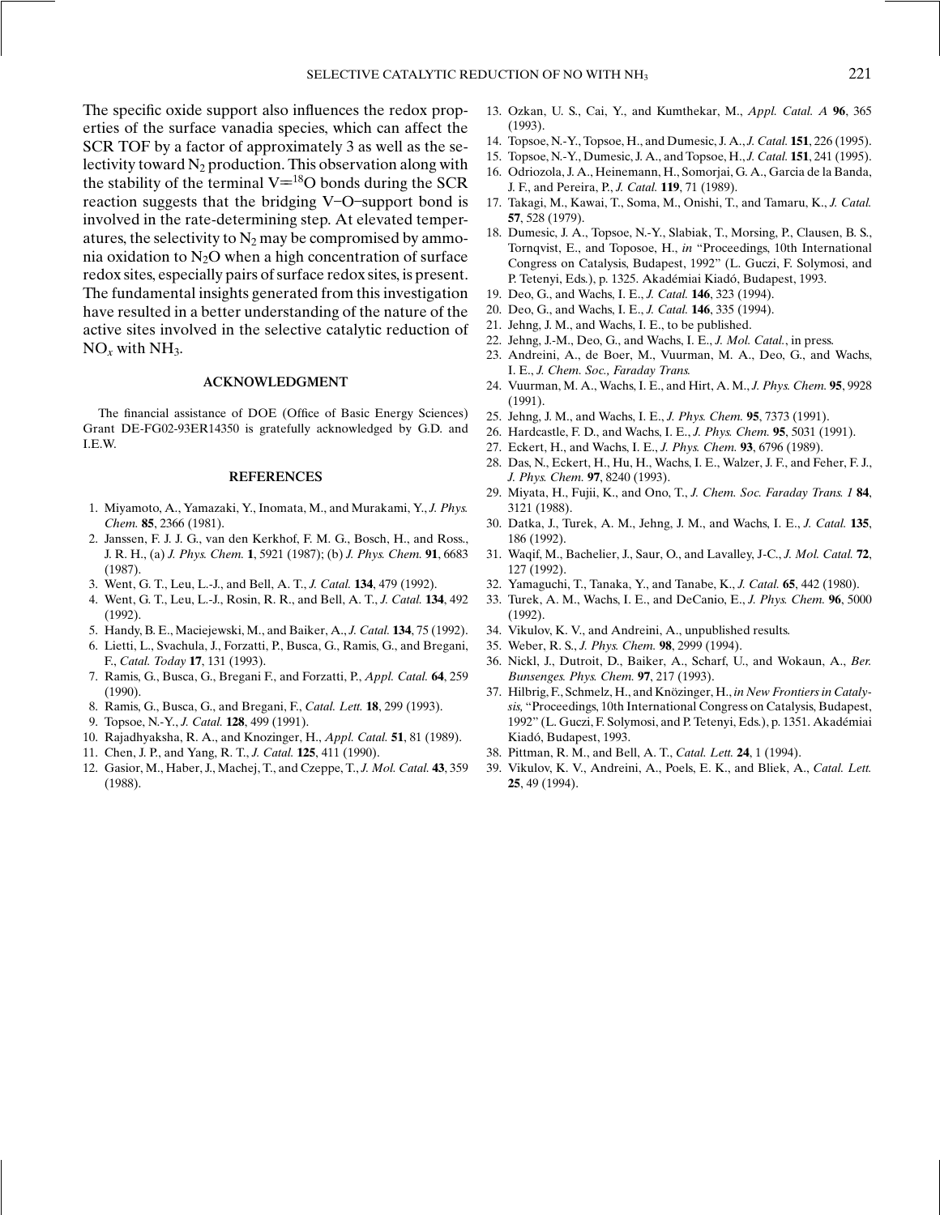The specific oxide support also influences the redox properties of the surface vanadia species, which can affect the SCR TOF by a factor of approximately 3 as well as the selectivity toward $N_2$ production. This observation along with the stability of the terminal $V{=}^{18}O$ bonds during the SCR reaction suggests that the bridging V–O–support bond is involved in the rate-determining step. At elevated temperatures, the selectivity to $N_2$ may be compromised by ammonia oxidation to $N_2O$ when a high concentration of surface redox sites, especially pairs of surface redox sites, is present. The fundamental insights generated from this investigation have resulted in a better understanding of the nature of the active sites involved in the selective catalytic reduction of $NO_x$ with $NH_3$.

## ACKNOWLEDGMENT

The financial assistance of DOE (Office of Basic Energy Sciences) Grant DE-FG02-93ER14350 is gratefully acknowledged by G.D. and I.E.W.

## REFERENCES

1. Miyamoto, A., Yamazaki, Y., Inomata, M., and Murakami, Y., *J. Phys. Chem.* **85**, 2366 (1981).
2. Janssen, F. J. J. G., van den Kerkhof, F. M. G., Bosch, H., and Ross., J. R. H., (a) *J. Phys. Chem.* **1**, 5921 (1987); (b) *J. Phys. Chem.* **91**, 6683 (1987).
3. Went, G. T., Leu, L.-J., and Bell, A. T., *J. Catal.* **134**, 479 (1992).
4. Went, G. T., Leu, L.-J., Rosin, R. R., and Bell, A. T., *J. Catal.* **134**, 492 (1992).
5. Handy, B. E., Maciejewski, M., and Baiker, A., *J. Catal.* **134**, 75 (1992).
6. Lietti, L., Svachula, J., Forzatti, P., Busca, G., Ramis, G., and Bregani, F., *Catal. Today* **17**, 131 (1993).
7. Ramis, G., Busca, G., Bregani F., and Forzatti, P., *Appl. Catal.* **64**, 259 (1990).
8. Ramis, G., Busca, G., and Bregani, F., *Catal. Lett.* **18**, 299 (1993).
9. Topsoe, N.-Y., *J. Catal.* **128**, 499 (1991).
10. Rajadhyaksha, R. A., and Knozinger, H., *Appl. Catal.* **51**, 81 (1989).
11. Chen, J. P., and Yang, R. T., *J. Catal.* **125**, 411 (1990).
12. Gasior, M., Haber, J., Machej, T., and Czeppe, T., *J. Mol. Catal.* **43**, 359 (1988).
13. Ozkan, U. S., Cai, Y., and Kumthekar, M., *Appl. Catal. A* **96**, 365 (1993).
14. Topsoe, N.-Y., Topsoe, H., and Dumesic, J. A., *J. Catal.* **151**, 226 (1995).
15. Topsoe, N.-Y., Dumesic, J. A., and Topsoe, H., *J. Catal.* **151**, 241 (1995).
16. Odriozola, J. A., Heinemann, H., Somorjai, G. A., Garcia de la Banda, J. F., and Pereira, P., *J. Catal.* **119**, 71 (1989).
17. Takagi, M., Kawai, T., Soma, M., Onishi, T., and Tamaru, K., *J. Catal.* **57**, 528 (1979).
18. Dumesic, J. A., Topsoe, N.-Y., Slabiak, T., Morsing, P., Clausen, B. S., Tornqvist, E., and Toposoe, H., *in* "Proceedings, 10th International Congress on Catalysis, Budapest, 1992" (L. Guczi, F. Solymosi, and P. Tetenyi, Eds.), p. 1325. Akadémiai Kiadó, Budapest, 1993.
19. Deo, G., and Wachs, I. E., *J. Catal.* **146**, 323 (1994).
20. Deo, G., and Wachs, I. E., *J. Catal.* **146**, 335 (1994).
21. Jehng, J. M., and Wachs, I. E., to be published.
22. Jehng, J.-M., Deo, G., and Wachs, I. E., *J. Mol. Catal.*, in press.
23. Andreini, A., de Boer, M., Vuurman, M. A., Deo, G., and Wachs, I. E., *J. Chem. Soc., Faraday Trans.*
24. Vuurman, M. A., Wachs, I. E., and Hirt, A. M., *J. Phys. Chem.* **95**, 9928 (1991).
25. Jehng, J. M., and Wachs, I. E., *J. Phys. Chem.* **95**, 7373 (1991).
26. Hardcastle, F. D., and Wachs, I. E., *J. Phys. Chem.* **95**, 5031 (1991).
27. Eckert, H., and Wachs, I. E., *J. Phys. Chem.* **93**, 6796 (1989).
28. Das, N., Eckert, H., Hu, H., Wachs, I. E., Walzer, J. F., and Feher, F. J., *J. Phys. Chem.* **97**, 8240 (1993).
29. Miyata, H., Fujii, K., and Ono, T., *J. Chem. Soc. Faraday Trans. 1* **84**, 3121 (1988).
30. Datka, J., Turek, A. M., Jehng, J. M., and Wachs, I. E., *J. Catal.* **135**, 186 (1992).
31. Waqif, M., Bachelier, J., Saur, O., and Lavalley, J-C., *J. Mol. Catal.* **72**, 127 (1992).
32. Yamaguchi, T., Tanaka, Y., and Tanabe, K., *J. Catal.* **65**, 442 (1980).
33. Turek, A. M., Wachs, I. E., and DeCanio, E., *J. Phys. Chem.* **96**, 5000 (1992).
34. Vikulov, K. V., and Andreini, A., unpublished results.
35. Weber, R. S., *J. Phys. Chem.* **98**, 2999 (1994).
36. Nickl, J., Dutroit, D., Baiker, A., Scharf, U., and Wokaun, A., *Ber. Bunsenges. Phys. Chem.* **97**, 217 (1993).
37. Hilbrig, F., Schmelz, H., and Knözinger, H., *in New Frontiers in Catalysis,* "Proceedings, 10th International Congress on Catalysis, Budapest, 1992" (L. Guczi, F. Solymosi, and P. Tetenyi, Eds.), p. 1351. Akadémiai Kiadó, Budapest, 1993.
38. Pittman, R. M., and Bell, A. T., *Catal. Lett.* **24**, 1 (1994).
39. Vikulov, K. V., Andreini, A., Poels, E. K., and Bliek, A., *Catal. Lett.* **25**, 49 (1994).